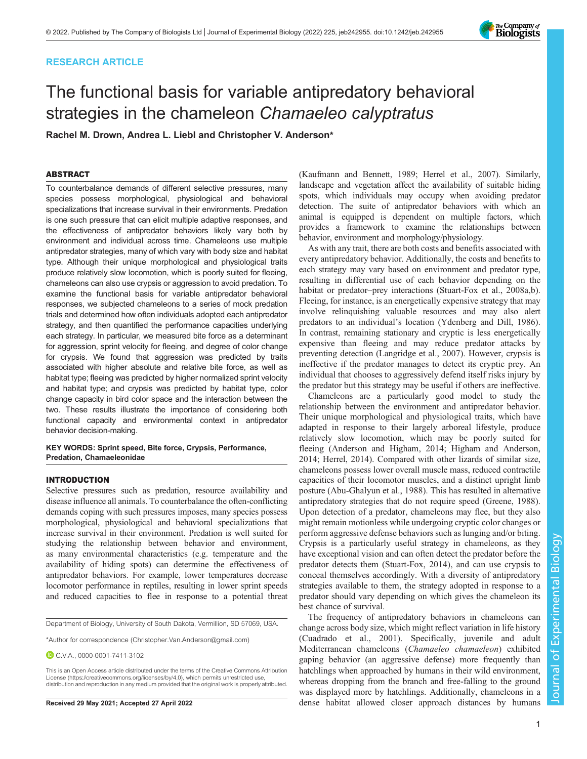RESEARCH ARTICLE

# The functional basis for variable antipredatory behavioral strategies in the chameleon *Chamaeleo calyptratus*

Rachel M. Drown, Andrea L. Liebl and Christopher V. Anderson*

## ABSTRACT

To counterbalance demands of different selective pressures, many species possess morphological, physiological and behavioral specializations that increase survival in their environments. Predation is one such pressure that can elicit multiple adaptive responses, and the effectiveness of antipredator behaviors likely vary both by environment and individual across time. Chameleons use multiple antipredator strategies, many of which vary with body size and habitat type. Although their unique morphological and physiological traits produce relatively slow locomotion, which is poorly suited for fleeing, chameleons can also use crypsis or aggression to avoid predation. To examine the functional basis for variable antipredator behavioral responses, we subjected chameleons to a series of mock predation trials and determined how often individuals adopted each antipredator strategy, and then quantified the performance capacities underlying each strategy. In particular, we measured bite force as a determinant for aggression, sprint velocity for fleeing, and degree of color change for crypsis. We found that aggression was predicted by traits associated with higher absolute and relative bite force, as well as habitat type; fleeing was predicted by higher normalized sprint velocity and habitat type; and crypsis was predicted by habitat type, color change capacity in bird color space and the interaction between the two. These results illustrate the importance of considering both functional capacity and environmental context in antipredator behavior decision-making.

**KEY WORDS: Sprint speed, Bite force, Crypsis, Performance, Predation, Chamaeleonidae**

## INTRODUCTION

Selective pressures such as predation, resource availability and disease influence all animals. To counterbalance the often-conflicting demands coping with such pressures imposes, many species possess morphological, physiological and behavioral specializations that increase survival in their environment. Predation is well suited for studying the relationship between behavior and environment, as many environmental characteristics (e.g. temperature and the availability of hiding spots) can determine the effectiveness of antipredator behaviors. For example, lower temperatures decrease locomotor performance in reptiles, resulting in lower sprint speeds and reduced capacities to flee in response to a potential threat (Kaufmann and Bennett, 1989; Herrel et al., 2007). Similarly, landscape and vegetation affect the availability of suitable hiding spots, which individuals may occupy when avoiding predator detection. The suite of antipredator behaviors with which an animal is equipped is dependent on multiple factors, which provides a framework to examine the relationships between behavior, environment and morphology/physiology.

As with any trait, there are both costs and benefits associated with every antipredatory behavior. Additionally, the costs and benefits to each strategy may vary based on environment and predator type, resulting in differential use of each behavior depending on the habitat or predator–prey interactions (Stuart-Fox et al., 2008a,b). Fleeing, for instance, is an energetically expensive strategy that may involve relinquishing valuable resources and may also alert predators to an individual's location (Ydenberg and Dill, 1986). In contrast, remaining stationary and cryptic is less energetically expensive than fleeing and may reduce predator attacks by preventing detection (Langridge et al., 2007). However, crypsis is ineffective if the predator manages to detect its cryptic prey. An individual that chooses to aggressively defend itself risks injury by the predator but this strategy may be useful if others are ineffective.

Chameleons are a particularly good model to study the relationship between the environment and antipredator behavior. Their unique morphological and physiological traits, which have adapted in response to their largely arboreal lifestyle, produce relatively slow locomotion, which may be poorly suited for fleeing (Anderson and Higham, 2014; Higham and Anderson, 2014; Herrel, 2014). Compared with other lizards of similar size, chameleons possess lower overall muscle mass, reduced contractile capacities of their locomotor muscles, and a distinct upright limb posture (Abu-Ghalyun et al., 1988). This has resulted in alternative antipredatory strategies that do not require speed (Greene, 1988). Upon detection of a predator, chameleons may flee, but they also might remain motionless while undergoing cryptic color changes or perform aggressive defense behaviors such as lunging and/or biting. Crypsis is a particularly useful strategy in chameleons, as they have exceptional vision and can often detect the predator before the predator detects them (Stuart-Fox, 2014), and can use crypsis to conceal themselves accordingly. With a diversity of antipredatory strategies available to them, the strategy adopted in response to a predator should vary depending on which gives the chameleon its best chance of survival.

The frequency of antipredatory behaviors in chameleons can change across body size, which might reflect variation in life history (Cuadrado et al., 2001). Specifically, juvenile and adult Mediterranean chameleons (*Chamaeleo chamaeleon*) exhibited gaping behavior (an aggressive defense) more frequently than hatchlings when approached by humans in their wild environment, whereas dropping from the branch and free-falling to the ground was displayed more by hatchlings. Additionally, chameleons in a dense habitat allowed closer approach distances by humans

Department of Biology, University of South Dakota, Vermillion, SD 57069, USA.

*Author for correspondence (Christopher.Van.Anderson@gmail.com)

C.V.A., 0000-0001-7411-3102

This is an Open Access article distributed under the terms of the Creative Commons Attribution License (https://creativecommons.org/licenses/by/4.0), which permits unrestricted use, distribution and reproduction in any medium provided that the original work is properly attributed.

Received 29 May 2021; Accepted 27 April 2022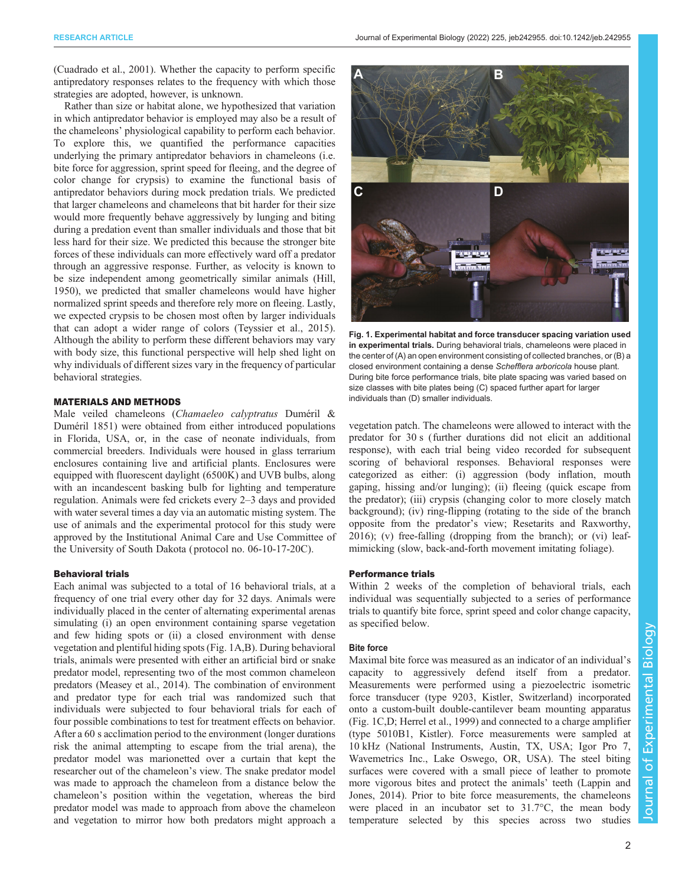(Cuadrado et al., 2001). Whether the capacity to perform specific antipredatory responses relates to the frequency with which those strategies are adopted, however, is unknown.

Rather than size or habitat alone, we hypothesized that variation in which antipredator behavior is employed may also be a result of the chameleons' physiological capability to perform each behavior. To explore this, we quantified the performance capacities underlying the primary antipredator behaviors in chameleons (i.e. bite force for aggression, sprint speed for fleeing, and the degree of color change for crypsis) to examine the functional basis of antipredator behaviors during mock predation trials. We predicted that larger chameleons and chameleons that bit harder for their size would more frequently behave aggressively by lunging and biting during a predation event than smaller individuals and those that bit less hard for their size. We predicted this because the stronger bite forces of these individuals can more effectively ward off a predator through an aggressive response. Further, as velocity is known to be size independent among geometrically similar animals (Hill, 1950), we predicted that smaller chameleons would have higher normalized sprint speeds and therefore rely more on fleeing. Lastly, we expected crypsis to be chosen most often by larger individuals that can adopt a wider range of colors (Teyssier et al., 2015). Although the ability to perform these different behaviors may vary with body size, this functional perspective will help shed light on why individuals of different sizes vary in the frequency of particular behavioral strategies.

## MATERIALS AND METHODS

Male veiled chameleons (*Chamaeleo calyptratus* Duméril & Duméril 1851) were obtained from either introduced populations in Florida, USA, or, in the case of neonate individuals, from commercial breeders. Individuals were housed in glass terrarium enclosures containing live and artificial plants. Enclosures were equipped with fluorescent daylight (6500K) and UVB bulbs, along with an incandescent basking bulb for lighting and temperature regulation. Animals were fed crickets every 2–3 days and provided with water several times a day via an automatic misting system. The use of animals and the experimental protocol for this study were approved by the Institutional Animal Care and Use Committee of the University of South Dakota (protocol no. 06-10-17-20C).

### Behavioral trials

Each animal was subjected to a total of 16 behavioral trials, at a frequency of one trial every other day for 32 days. Animals were individually placed in the center of alternating experimental arenas simulating (i) an open environment containing sparse vegetation and few hiding spots or (ii) a closed environment with dense vegetation and plentiful hiding spots (Fig. 1A,B). During behavioral trials, animals were presented with either an artificial bird or snake predator model, representing two of the most common chameleon predators (Measey et al., 2014). The combination of environment and predator type for each trial was randomized such that individuals were subjected to four behavioral trials for each of four possible combinations to test for treatment effects on behavior. After a 60 s acclimation period to the environment (longer durations risk the animal attempting to escape from the trial arena), the predator model was marionetted over a curtain that kept the researcher out of the chameleon's view. The snake predator model was made to approach the chameleon from a distance below the chameleon's position within the vegetation, whereas the bird predator model was made to approach from above the chameleon and vegetation to mirror how both predators might approach a vegetation patch. The chameleons were allowed to interact with the predator for 30 s (further durations did not elicit an additional response), with each trial being video recorded for subsequent scoring of behavioral responses. Behavioral responses were categorized as either: (i) aggression (body inflation, mouth gaping, hissing and/or lunging); (ii) fleeing (quick escape from the predator); (iii) crypsis (changing color to more closely match background); (iv) ring-flipping (rotating to the side of the branch opposite from the predator's view; Resetarits and Raxworthy, 2016); (v) free-falling (dropping from the branch); or (vi) leaf-mimicking (slow, back-and-forth movement imitating foliage).

**Fig. 1. Experimental habitat and force transducer spacing variation used in experimental trials.** During behavioral trials, chameleons were placed in the center of (A) an open environment consisting of collected branches, or (B) a closed environment containing a dense *Schefflera arboricola* house plant. During bite force performance trials, bite plate spacing was varied based on size classes with bite plates being (C) spaced further apart for larger individuals than (D) smaller individuals.

### Performance trials

Within 2 weeks of the completion of behavioral trials, each individual was sequentially subjected to a series of performance trials to quantify bite force, sprint speed and color change capacity, as specified below.

#### Bite force

Maximal bite force was measured as an indicator of an individual's capacity to aggressively defend itself from a predator. Measurements were performed using a piezoelectric isometric force transducer (type 9203, Kistler, Switzerland) incorporated onto a custom-built double-cantilever beam mounting apparatus (Fig. 1C,D; Herrel et al., 1999) and connected to a charge amplifier (type 5010B1, Kistler). Force measurements were sampled at 10 kHz (National Instruments, Austin, TX, USA; Igor Pro 7, Wavemetrics Inc., Lake Oswego, OR, USA). The steel biting surfaces were covered with a small piece of leather to promote more vigorous bites and protect the animals' teeth (Lappin and Jones, 2014). Prior to bite force measurements, the chameleons were placed in an incubator set to 31.7°C, the mean body temperature selected by this species across two studies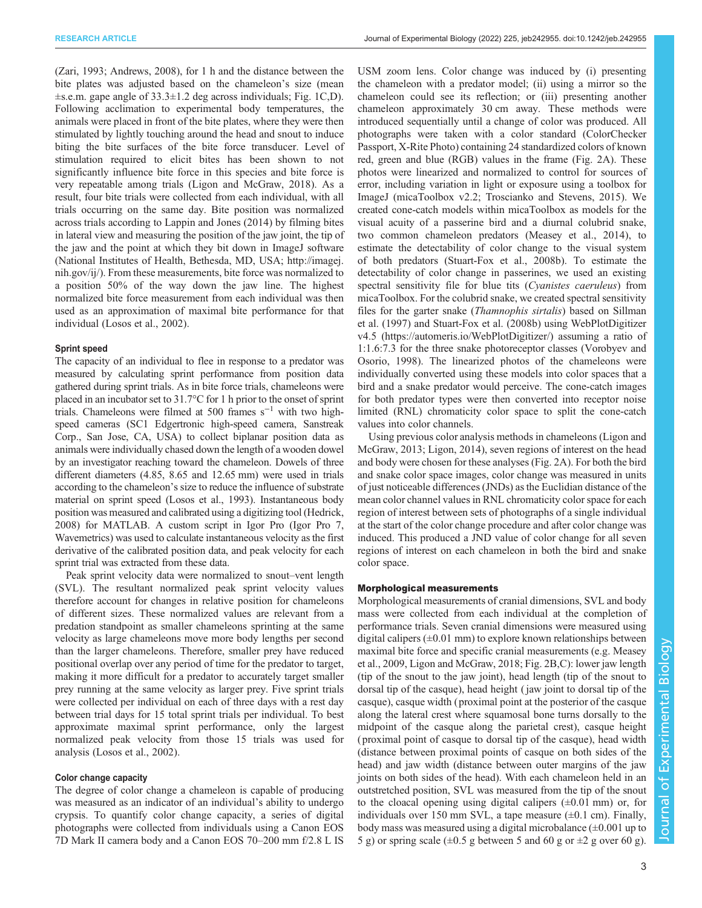(Zari, 1993; Andrews, 2008), for 1 h and the distance between the bite plates was adjusted based on the chameleon's size (mean ±s.e.m. gape angle of 33.3±1.2 deg across individuals; Fig. 1C,D). Following acclimation to experimental body temperatures, the animals were placed in front of the bite plates, where they were then stimulated by lightly touching around the head and snout to induce biting the bite surfaces of the bite force transducer. Level of stimulation required to elicit bites has been shown to not significantly influence bite force in this species and bite force is very repeatable among trials (Ligon and McGraw, 2018). As a result, four bite trials were collected from each individual, with all trials occurring on the same day. Bite position was normalized across trials according to Lappin and Jones (2014) by filming bites in lateral view and measuring the position of the jaw joint, the tip of the jaw and the point at which they bit down in ImageJ software (National Institutes of Health, Bethesda, MD, USA; http://imagej.nih.gov/ij/). From these measurements, bite force was normalized to a position 50% of the way down the jaw line. The highest normalized bite force measurement from each individual was then used as an approximation of maximal bite performance for that individual (Losos et al., 2002).

#### Sprint speed

The capacity of an individual to flee in response to a predator was measured by calculating sprint performance from position data gathered during sprint trials. As in bite force trials, chameleons were placed in an incubator set to 31.7°C for 1 h prior to the onset of sprint trials. Chameleons were filmed at 500 frames $s^{-1}$ with two high-speed cameras (SC1 Edgertronic high-speed camera, Sanstreak Corp., San Jose, CA, USA) to collect biplanar position data as animals were individually chased down the length of a wooden dowel by an investigator reaching toward the chameleon. Dowels of three different diameters (4.85, 8.65 and 12.65 mm) were used in trials according to the chameleon's size to reduce the influence of substrate material on sprint speed (Losos et al., 1993). Instantaneous body position was measured and calibrated using a digitizing tool (Hedrick, 2008) for MATLAB. A custom script in Igor Pro (Igor Pro 7, Wavemetrics) was used to calculate instantaneous velocity as the first derivative of the calibrated position data, and peak velocity for each sprint trial was extracted from these data.

Peak sprint velocity data were normalized to snout–vent length (SVL). The resultant normalized peak sprint velocity values therefore account for changes in relative position for chameleons of different sizes. These normalized values are relevant from a predation standpoint as smaller chameleons sprinting at the same velocity as large chameleons move more body lengths per second than the larger chameleons. Therefore, smaller prey have reduced positional overlap over any period of time for the predator to target, making it more difficult for a predator to accurately target smaller prey running at the same velocity as larger prey. Five sprint trials were collected per individual on each of three days with a rest day between trial days for 15 total sprint trials per individual. To best approximate maximal sprint performance, only the largest normalized peak velocity from those 15 trials was used for analysis (Losos et al., 2002).

#### Color change capacity

The degree of color change a chameleon is capable of producing was measured as an indicator of an individual's ability to undergo crypsis. To quantify color change capacity, a series of digital photographs were collected from individuals using a Canon EOS 7D Mark II camera body and a Canon EOS 70–200 mm f/2.8 L IS USM zoom lens. Color change was induced by (i) presenting the chameleon with a predator model; (ii) using a mirror so the chameleon could see its reflection; or (iii) presenting another chameleon approximately 30 cm away. These methods were introduced sequentially until a change of color was produced. All photographs were taken with a color standard (ColorChecker Passport, X-Rite Photo) containing 24 standardized colors of known red, green and blue (RGB) values in the frame (Fig. 2A). These photos were linearized and normalized to control for sources of error, including variation in light or exposure using a toolbox for ImageJ (micaToolbox v2.2; Troscianko and Stevens, 2015). We created cone-catch models within micaToolbox as models for the visual acuity of a passerine bird and a diurnal colubrid snake, two common chameleon predators (Measey et al., 2014), to estimate the detectability of color change to the visual system of both predators (Stuart-Fox et al., 2008b). To estimate the detectability of color change in passerines, we used an existing spectral sensitivity file for blue tits (*Cyanistes caeruleus*) from micaToolbox. For the colubrid snake, we created spectral sensitivity files for the garter snake (*Thamnophis sirtalis*) based on Sillman et al. (1997) and Stuart-Fox et al. (2008b) using WebPlotDigitizer v4.5 (https://automeris.io/WebPlotDigitizer/) assuming a ratio of 1:1.6:7.3 for the three snake photoreceptor classes (Vorobyev and Osorio, 1998). The linearized photos of the chameleons were individually converted using these models into color spaces that a bird and a snake predator would perceive. The cone-catch images for both predator types were then converted into receptor noise limited (RNL) chromaticity color space to split the cone-catch values into color channels.

Using previous color analysis methods in chameleons (Ligon and McGraw, 2013; Ligon, 2014), seven regions of interest on the head and body were chosen for these analyses (Fig. 2A). For both the bird and snake color space images, color change was measured in units of just noticeable differences (JNDs) as the Euclidian distance of the mean color channel values in RNL chromaticity color space for each region of interest between sets of photographs of a single individual at the start of the color change procedure and after color change was induced. This produced a JND value of color change for all seven regions of interest on each chameleon in both the bird and snake color space.

### Morphological measurements

Morphological measurements of cranial dimensions, SVL and body mass were collected from each individual at the completion of performance trials. Seven cranial dimensions were measured using digital calipers (±0.01 mm) to explore known relationships between maximal bite force and specific cranial measurements (e.g. Measey et al., 2009, Ligon and McGraw, 2018; Fig. 2B,C): lower jaw length (tip of the snout to the jaw joint), head length (tip of the snout to dorsal tip of the casque), head height (jaw joint to dorsal tip of the casque), casque width (proximal point at the posterior of the casque along the lateral crest where squamosal bone turns dorsally to the midpoint of the casque along the parietal crest), casque height (proximal point of casque to dorsal tip of the casque), head width (distance between proximal points of casque on both sides of the head) and jaw width (distance between outer margins of the jaw joints on both sides of the head). With each chameleon held in an outstretched position, SVL was measured from the tip of the snout to the cloacal opening using digital calipers (±0.01 mm) or, for individuals over 150 mm SVL, a tape measure (±0.1 cm). Finally, body mass was measured using a digital microbalance (±0.001 up to 5 g) or spring scale (±0.5 g between 5 and 60 g or ±2 g over 60 g).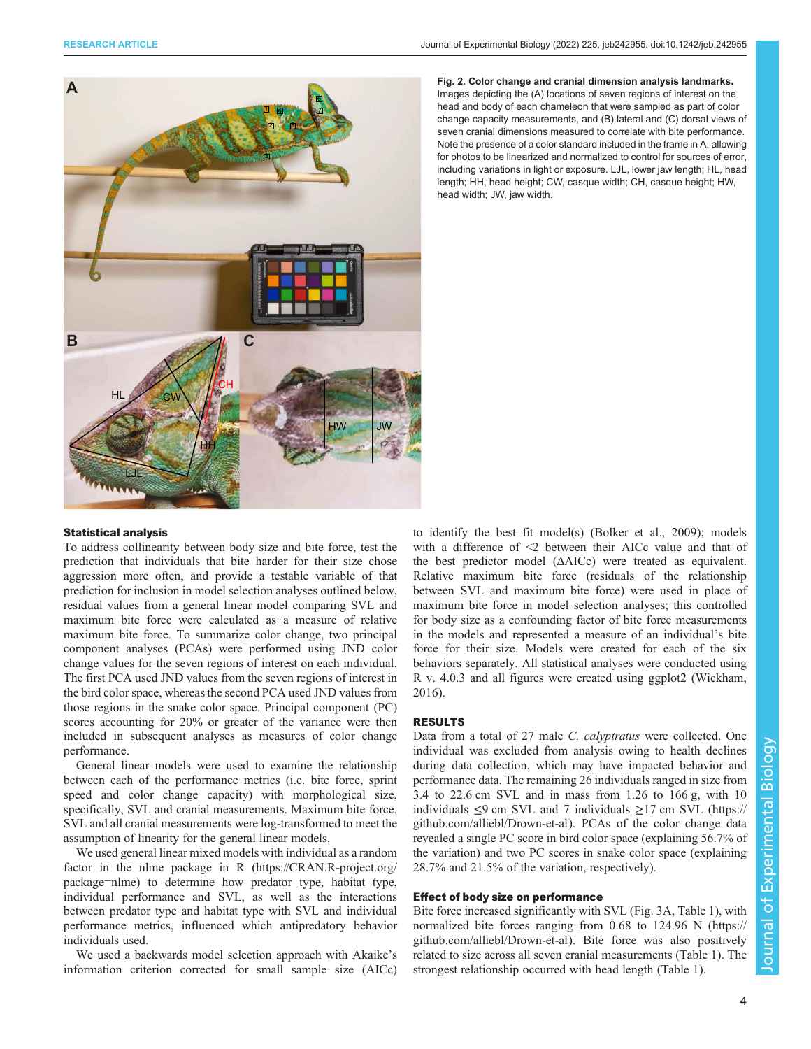Fig. 2. Color change and cranial dimension analysis landmarks. Images depicting the (A) locations of seven regions of interest on the head and body of each chameleon that were sampled as part of color change capacity measurements, and (B) lateral and (C) dorsal views of seven cranial dimensions measured to correlate with bite performance. Note the presence of a color standard included in the frame in A, allowing for photos to be linearized and normalized to control for sources of error, including variations in light or exposure. LJL, lower jaw length; HL, head length; HH, head height; CW, casque width; CH, casque height; HW, head width; JW, jaw width.

### Statistical analysis

To address collinearity between body size and bite force, test the prediction that individuals that bite harder for their size chose aggression more often, and provide a testable variable of that prediction for inclusion in model selection analyses outlined below, residual values from a general linear model comparing SVL and maximum bite force were calculated as a measure of relative maximum bite force. To summarize color change, two principal component analyses (PCAs) were performed using JND color change values for the seven regions of interest on each individual. The first PCA used JND values from the seven regions of interest in the bird color space, whereas the second PCA used JND values from those regions in the snake color space. Principal component (PC) scores accounting for 20% or greater of the variance were then included in subsequent analyses as measures of color change performance.

General linear models were used to examine the relationship between each of the performance metrics (i.e. bite force, sprint speed and color change capacity) with morphological size, specifically, SVL and cranial measurements. Maximum bite force, SVL and all cranial measurements were log-transformed to meet the assumption of linearity for the general linear models.

We used general linear mixed models with individual as a random factor in the nlme package in R (https://CRAN.R-project.org/package=nlme) to determine how predator type, habitat type, individual performance and SVL, as well as the interactions between predator type and habitat type with SVL and individual performance metrics, influenced which antipredatory behavior individuals used.

We used a backwards model selection approach with Akaike's information criterion corrected for small sample size (AICc) to identify the best fit model(s) (Bolker et al., 2009); models with a difference of <2 between their AICc value and that of the best predictor model (ΔAICc) were treated as equivalent. Relative maximum bite force (residuals of the relationship between SVL and maximum bite force) were used in place of maximum bite force in model selection analyses; this controlled for body size as a confounding factor of bite force measurements in the models and represented a measure of an individual's bite force for their size. Models were created for each of the six behaviors separately. All statistical analyses were conducted using R v. 4.0.3 and all figures were created using ggplot2 (Wickham, 2016).

## RESULTS

Data from a total of 27 male *C. calyptratus* were collected. One individual was excluded from analysis owing to health declines during data collection, which may have impacted behavior and performance data. The remaining 26 individuals ranged in size from 3.4 to 22.6 cm SVL and in mass from 1.26 to 166 g, with 10 individuals ≤9 cm SVL and 7 individuals ≥17 cm SVL (https://github.com/alliebl/Drown-et-al). PCAs of the color change data revealed a single PC score in bird color space (explaining 56.7% of the variation) and two PC scores in snake color space (explaining 28.7% and 21.5% of the variation, respectively).

### Effect of body size on performance

Bite force increased significantly with SVL (Fig. 3A, Table 1), with normalized bite forces ranging from 0.68 to 124.96 N (https://github.com/alliebl/Drown-et-al). Bite force was also positively related to size across all seven cranial measurements (Table 1). The strongest relationship occurred with head length (Table 1).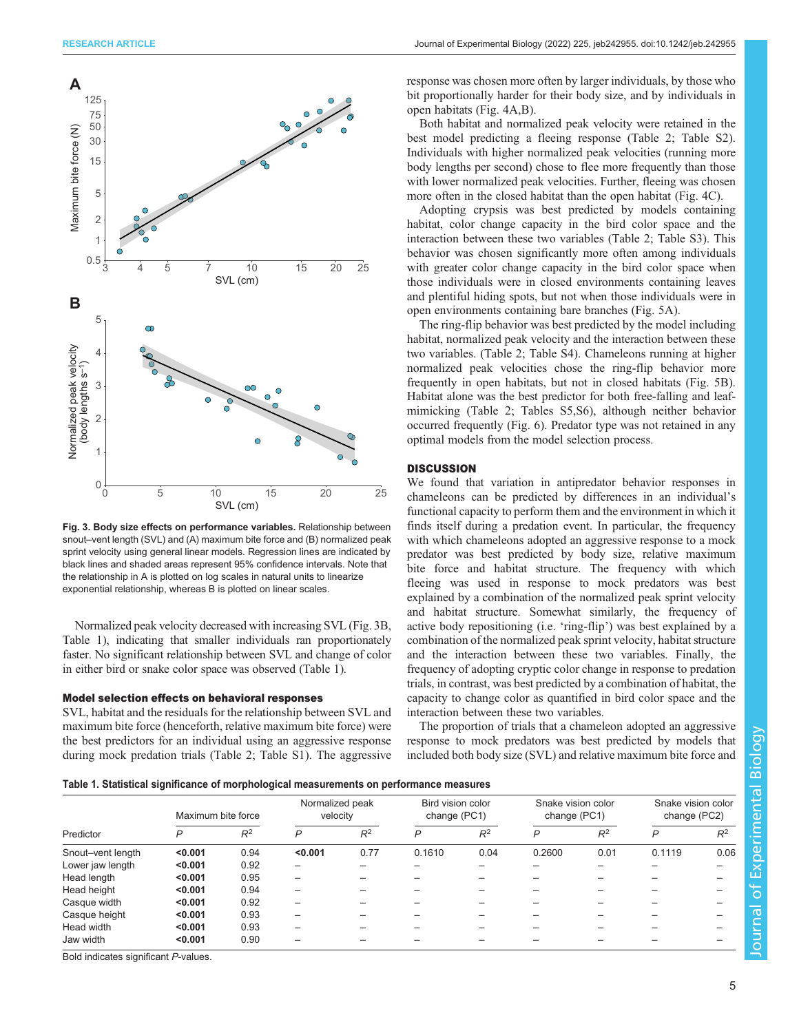Fig. 3. **Body size effects on performance variables.** Relationship between snout–vent length (SVL) and (A) maximum bite force and (B) normalized peak sprint velocity using general linear models. Regression lines are indicated by black lines and shaded areas represent 95% confidence intervals. Note that the relationship in A is plotted on log scales in natural units to linearize exponential relationship, whereas B is plotted on linear scales.

Normalized peak velocity decreased with increasing SVL (Fig. 3B, Table 1), indicating that smaller individuals ran proportionately faster. No significant relationship between SVL and change of color in either bird or snake color space was observed (Table 1).

### Model selection effects on behavioral responses

SVL, habitat and the residuals for the relationship between SVL and maximum bite force (henceforth, relative maximum bite force) were the best predictors for an individual using an aggressive response during mock predation trials (Table 2; Table S1). The aggressive response was chosen more often by larger individuals, by those who bit proportionally harder for their body size, and by individuals in open habitats (Fig. 4A,B).

Both habitat and normalized peak velocity were retained in the best model predicting a fleeing response (Table 2; Table S2). Individuals with higher normalized peak velocities (running more body lengths per second) chose to flee more frequently than those with lower normalized peak velocities. Further, fleeing was chosen more often in the closed habitat than the open habitat (Fig. 4C).

Adopting crypsis was best predicted by models containing habitat, color change capacity in the bird color space and the interaction between these two variables (Table 2; Table S3). This behavior was chosen significantly more often among individuals with greater color change capacity in the bird color space when those individuals were in closed environments containing leaves and plentiful hiding spots, but not when those individuals were in open environments containing bare branches (Fig. 5A).

The ring-flip behavior was best predicted by the model including habitat, normalized peak velocity and the interaction between these two variables. (Table 2; Table S4). Chameleons running at higher normalized peak velocities chose the ring-flip behavior more frequently in open habitats, but not in closed habitats (Fig. 5B). Habitat alone was the best predictor for both free-falling and leaf-mimicking (Table 2; Tables S5,S6), although neither behavior occurred frequently (Fig. 6). Predator type was not retained in any optimal models from the model selection process.

## DISCUSSION

We found that variation in antipredator behavior responses in chameleons can be predicted by differences in an individual's functional capacity to perform them and the environment in which it finds itself during a predation event. In particular, the frequency with which chameleons adopted an aggressive response to a mock predator was best predicted by body size, relative maximum bite force and habitat structure. The frequency with which fleeing was used in response to mock predators was best explained by a combination of the normalized peak sprint velocity and habitat structure. Somewhat similarly, the frequency of active body repositioning (i.e. 'ring-flip') was best explained by a combination of the normalized peak sprint velocity, habitat structure and the interaction between these two variables. Finally, the frequency of adopting cryptic color change in response to predation trials, in contrast, was best predicted by a combination of habitat, the capacity to change color as quantified in bird color space and the interaction between these two variables.

The proportion of trials that a chameleon adopted an aggressive response to mock predators was best predicted by models that included both body size (SVL) and relative maximum bite force and

**Table 1. Statistical significance of morphological measurements on performance measures**

| Predictor | Maximum bite force | | Normalized peak velocity | | Bird vision color change (PC1) | | Snake vision color change (PC1) | | Snake vision color change (PC2) | |
|---|---|---|---|---|---|---|---|---|---|---|
| | *P* | $R^2$ | *P* | $R^2$ | *P* | $R^2$ | *P* | $R^2$ | *P* | $R^2$ |
| Snout–vent length | **<0.001** | 0.94 | **<0.001** | 0.77 | 0.1610 | 0.04 | 0.2600 | 0.01 | 0.1119 | 0.06 |
| Lower jaw length | **<0.001** | 0.92 | – | – | – | – | – | – | – | – |
| Head length | **<0.001** | 0.95 | – | – | – | – | – | – | – | – |
| Head height | **<0.001** | 0.94 | – | – | – | – | – | – | – | – |
| Casque width | **<0.001** | 0.92 | – | – | – | – | – | – | – | – |
| Casque height | **<0.001** | 0.93 | – | – | – | – | – | – | – | – |
| Head width | **<0.001** | 0.93 | – | – | – | – | – | – | – | – |
| Jaw width | **<0.001** | 0.90 | – | – | – | – | – | – | – | – |

Bold indicates significant *P*-values.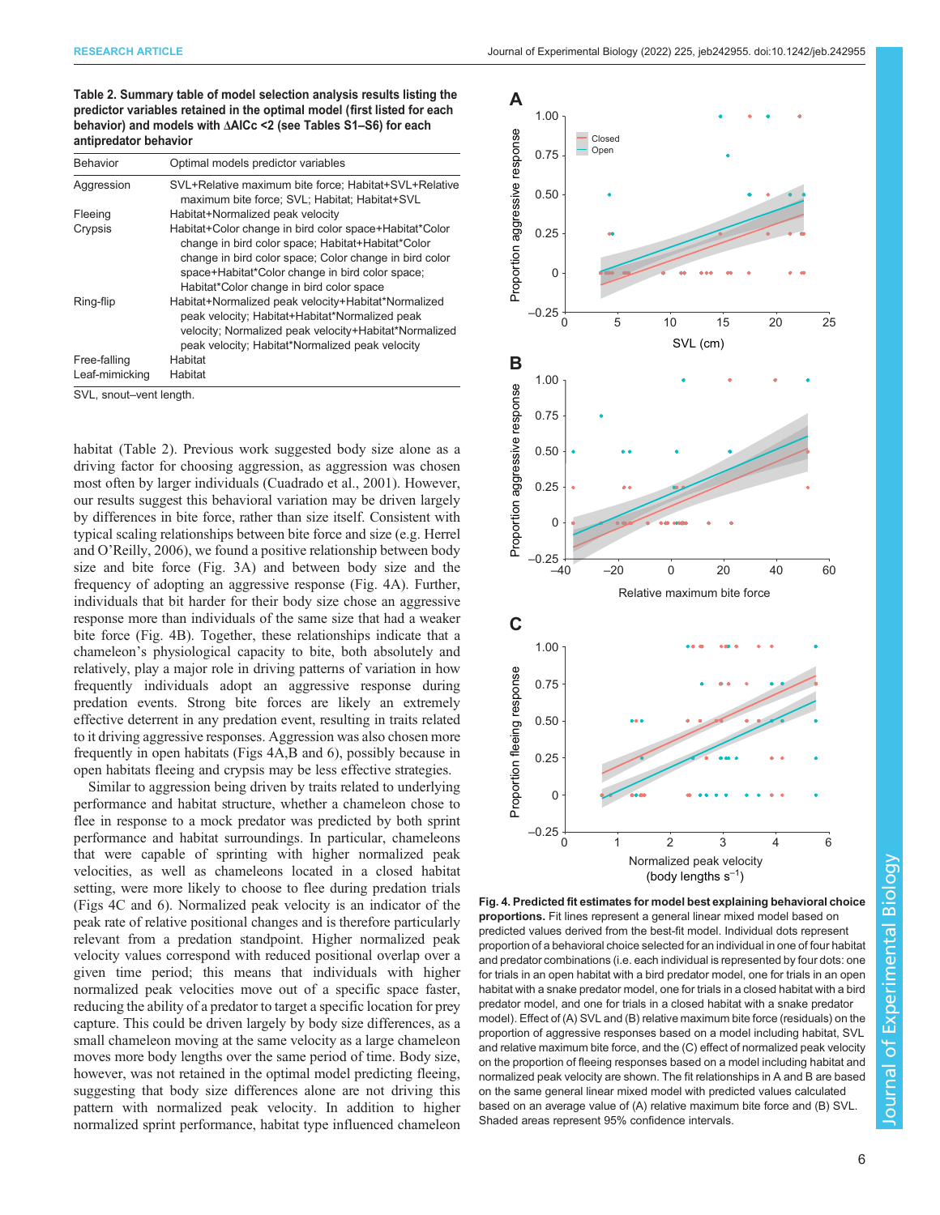**Table 2. Summary table of model selection analysis results listing the predictor variables retained in the optimal model (first listed for each behavior) and models with ΔAICc <2 (see Tables S1–S6) for each antipredator behavior**

| Behavior | Optimal models predictor variables |
|---|---|
| Aggression | SVL+Relative maximum bite force; Habitat+SVL+Relative maximum bite force; SVL; Habitat; Habitat+SVL |
| Fleeing | Habitat+Normalized peak velocity |
| Crypsis | Habitat+Color change in bird color space+Habitat*Color change in bird color space; Habitat+Habitat*Color change in bird color space; Color change in bird color space+Habitat*Color change in bird color space; Habitat*Color change in bird color space |
| Ring-flip | Habitat+Normalized peak velocity+Habitat*Normalized peak velocity; Habitat+Habitat*Normalized peak velocity; Normalized peak velocity+Habitat*Normalized peak velocity; Habitat*Normalized peak velocity |
| Free-falling | Habitat |
| Leaf-mimicking | Habitat |

SVL, snout–vent length.

habitat (Table 2). Previous work suggested body size alone as a driving factor for choosing aggression, as aggression was chosen most often by larger individuals (Cuadrado et al., 2001). However, our results suggest this behavioral variation may be driven largely by differences in bite force, rather than size itself. Consistent with typical scaling relationships between bite force and size (e.g. Herrel and O'Reilly, 2006), we found a positive relationship between body size and bite force (Fig. 3A) and between body size and the frequency of adopting an aggressive response (Fig. 4A). Further, individuals that bit harder for their body size chose an aggressive response more than individuals of the same size that had a weaker bite force (Fig. 4B). Together, these relationships indicate that a chameleon's physiological capacity to bite, both absolutely and relatively, play a major role in driving patterns of variation in how frequently individuals adopt an aggressive response during predation events. Strong bite forces are likely an extremely effective deterrent in any predation event, resulting in traits related to it driving aggressive responses. Aggression was also chosen more frequently in open habitats (Figs 4A,B and 6), possibly because in open habitats fleeing and crypsis may be less effective strategies.

Similar to aggression being driven by traits related to underlying performance and habitat structure, whether a chameleon chose to flee in response to a mock predator was predicted by both sprint performance and habitat surroundings. In particular, chameleons that were capable of sprinting with higher normalized peak velocities, as well as chameleons located in a closed habitat setting, were more likely to choose to flee during predation trials (Figs 4C and 6). Normalized peak velocity is an indicator of the peak rate of relative positional changes and is therefore particularly relevant from a predation standpoint. Higher normalized peak velocity values correspond with reduced positional overlap over a given time period; this means that individuals with higher normalized peak velocities move out of a specific space faster, reducing the ability of a predator to target a specific location for prey capture. This could be driven largely by body size differences, as a small chameleon moving at the same velocity as a large chameleon moves more body lengths over the same period of time. Body size, however, was not retained in the optimal model predicting fleeing, suggesting that body size differences alone are not driving this pattern with normalized peak velocity. In addition to higher normalized sprint performance, habitat type influenced chameleon

**Fig. 4. Predicted fit estimates for model best explaining behavioral choice proportions.** Fit lines represent a general linear mixed model based on predicted values derived from the best-fit model. Individual dots represent proportion of a behavioral choice selected for an individual in one of four habitat and predator combinations (i.e. each individual is represented by four dots: one for trials in an open habitat with a bird predator model, one for trials in an open habitat with a snake predator model, one for trials in a closed habitat with a bird predator model, and one for trials in a closed habitat with a snake predator model). Effect of (A) SVL and (B) relative maximum bite force (residuals) on the proportion of aggressive responses based on a model including habitat, SVL and relative maximum bite force, and the (C) effect of normalized peak velocity on the proportion of fleeing responses based on a model including habitat and normalized peak velocity are shown. The fit relationships in A and B are based on the same general linear mixed model with predicted values calculated based on an average value of (A) relative maximum bite force and (B) SVL. Shaded areas represent 95% confidence intervals.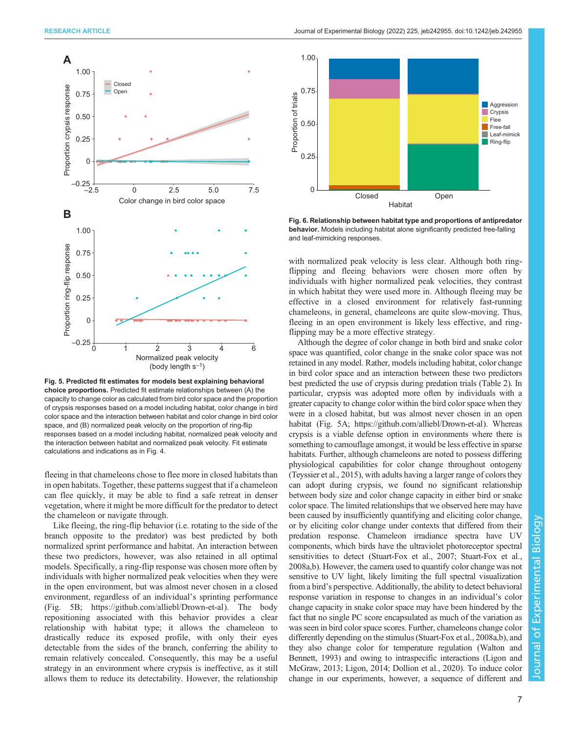**Fig. 5. Predicted fit estimates for models best explaining behavioral choice proportions.** Predicted fit estimate relationships between (A) the capacity to change color as calculated from bird color space and the proportion of crypsis responses based on a model including habitat, color change in bird color space and the interaction between habitat and color change in bird color space, and (B) normalized peak velocity on the proportion of ring-flip responses based on a model including habitat, normalized peak velocity and the interaction between habitat and normalized peak velocity. Fit estimate calculations and indications as in Fig. 4.

**Fig. 6. Relationship between habitat type and proportions of antipredator behavior.** Models including habitat alone significantly predicted free-falling and leaf-mimicking responses.

fleeing in that chameleons chose to flee more in closed habitats than in open habitats. Together, these patterns suggest that if a chameleon can flee quickly, it may be able to find a safe retreat in denser vegetation, where it might be more difficult for the predator to detect the chameleon or navigate through.

Like fleeing, the ring-flip behavior (i.e. rotating to the side of the branch opposite to the predator) was best predicted by both normalized sprint performance and habitat. An interaction between these two predictors, however, was also retained in all optimal models. Specifically, a ring-flip response was chosen more often by individuals with higher normalized peak velocities when they were in the open environment, but was almost never chosen in a closed environment, regardless of an individual's sprinting performance (Fig. 5B; https://github.com/alliebl/Drown-et-al). The body repositioning associated with this behavior provides a clear relationship with habitat type; it allows the chameleon to drastically reduce its exposed profile, with only their eyes detectable from the sides of the branch, conferring the ability to remain relatively concealed. Consequently, this may be a useful strategy in an environment where crypsis is ineffective, as it still allows them to reduce its detectability. However, the relationship with normalized peak velocity is less clear. Although both ring-flipping and fleeing behaviors were chosen more often by individuals with higher normalized peak velocities, they contrast in which habitat they were used more in. Although fleeing may be effective in a closed environment for relatively fast-running chameleons, in general, chameleons are quite slow-moving. Thus, fleeing in an open environment is likely less effective, and ring-flipping may be a more effective strategy.

Although the degree of color change in both bird and snake color space was quantified, color change in the snake color space was not retained in any model. Rather, models including habitat, color change in bird color space and an interaction between these two predictors best predicted the use of crypsis during predation trials (Table 2). In particular, crypsis was adopted more often by individuals with a greater capacity to change color within the bird color space when they were in a closed habitat, but was almost never chosen in an open habitat (Fig. 5A; https://github.com/alliebl/Drown-et-al). Whereas crypsis is a viable defense option in environments where there is something to camouflage amongst, it would be less effective in sparse habitats. Further, although chameleons are noted to possess differing physiological capabilities for color change throughout ontogeny (Teyssier et al., 2015), with adults having a larger range of colors they can adopt during crypsis, we found no significant relationship between body size and color change capacity in either bird or snake color space. The limited relationships that we observed here may have been caused by insufficiently quantifying and eliciting color change, or by eliciting color change under contexts that differed from their predation response. Chameleon irradiance spectra have UV components, which birds have the ultraviolet photoreceptor spectral sensitivities to detect (Stuart-Fox et al., 2007; Stuart-Fox et al., 2008a,b). However, the camera used to quantify color change was not sensitive to UV light, likely limiting the full spectral visualization from a bird's perspective. Additionally, the ability to detect behavioral response variation in response to changes in an individual's color change capacity in snake color space may have been hindered by the fact that no single PC score encapsulated as much of the variation as was seen in bird color space scores. Further, chameleons change color differently depending on the stimulus (Stuart-Fox et al., 2008a,b), and they also change color for temperature regulation (Walton and Bennett, 1993) and owing to intraspecific interactions (Ligon and McGraw, 2013; Ligon, 2014; Dollion et al., 2020). To induce color change in our experiments, however, a sequence of different and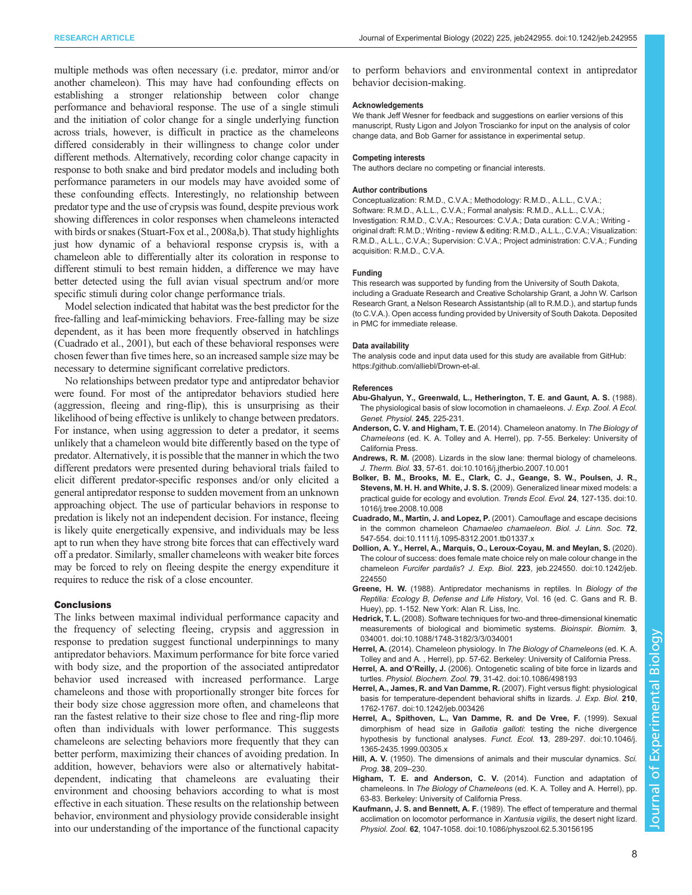multiple methods was often necessary (i.e. predator, mirror and/or another chameleon). This may have had confounding effects on establishing a stronger relationship between color change performance and behavioral response. The use of a single stimuli and the initiation of color change for a single underlying function across trials, however, is difficult in practice as the chameleons differed considerably in their willingness to change color under different methods. Alternatively, recording color change capacity in response to both snake and bird predator models and including both performance parameters in our models may have avoided some of these confounding effects. Interestingly, no relationship between predator type and the use of crypsis was found, despite previous work showing differences in color responses when chameleons interacted with birds or snakes (Stuart-Fox et al., 2008a,b). That study highlights just how dynamic of a behavioral response crypsis is, with a chameleon able to differentially alter its coloration in response to different stimuli to best remain hidden, a difference we may have better detected using the full avian visual spectrum and/or more specific stimuli during color change performance trials.

Model selection indicated that habitat was the best predictor for the free-falling and leaf-mimicking behaviors. Free-falling may be size dependent, as it has been more frequently observed in hatchlings (Cuadrado et al., 2001), but each of these behavioral responses were chosen fewer than five times here, so an increased sample size may be necessary to determine significant correlative predictors.

No relationships between predator type and antipredator behavior were found. For most of the antipredator behaviors studied here (aggression, fleeing and ring-flip), this is unsurprising as their likelihood of being effective is unlikely to change between predators. For instance, when using aggression to deter a predator, it seems unlikely that a chameleon would bite differently based on the type of predator. Alternatively, it is possible that the manner in which the two different predators were presented during behavioral trials failed to elicit different predator-specific responses and/or only elicited a general antipredator response to sudden movement from an unknown approaching object. The use of particular behaviors in response to predation is likely not an independent decision. For instance, fleeing is likely quite energetically expensive, and individuals may be less apt to run when they have strong bite forces that can effectively ward off a predator. Similarly, smaller chameleons with weaker bite forces may be forced to rely on fleeing despite the energy expenditure it requires to reduce the risk of a close encounter.

## Conclusions

The links between maximal individual performance capacity and the frequency of selecting fleeing, crypsis and aggression in response to predation suggest functional underpinnings to many antipredator behaviors. Maximum performance for bite force varied with body size, and the proportion of the associated antipredator behavior used increased with increased performance. Large chameleons and those with proportionally stronger bite forces for their body size chose aggression more often, and chameleons that ran the fastest relative to their size chose to flee and ring-flip more often than individuals with lower performance. This suggests chameleons are selecting behaviors more frequently that they can better perform, maximizing their chances of avoiding predation. In addition, however, behaviors were also or alternatively habitat-dependent, indicating that chameleons are evaluating their environment and choosing behaviors according to what is most effective in each situation. These results on the relationship between behavior, environment and physiology provide considerable insight into our understanding of the importance of the functional capacity to perform behaviors and environmental context in antipredator behavior decision-making.

#### Acknowledgements

We thank Jeff Wesner for feedback and suggestions on earlier versions of this manuscript, Rusty Ligon and Jolyon Troscianko for input on the analysis of color change data, and Bob Garner for assistance in experimental setup.

#### Competing interests

The authors declare no competing or financial interests.

#### Author contributions

Conceptualization: R.M.D., C.V.A.; Methodology: R.M.D., A.L.L., C.V.A.; Software: R.M.D., A.L.L., C.V.A.; Formal analysis: R.M.D., A.L.L., C.V.A.; Investigation: R.M.D., C.V.A.; Resources: C.V.A.; Data curation: C.V.A.; Writing - original draft: R.M.D.; Writing - review & editing: R.M.D., A.L.L., C.V.A.; Visualization: R.M.D., A.L.L., C.V.A.; Supervision: C.V.A.; Project administration: C.V.A.; Funding acquisition: R.M.D., C.V.A.

#### Funding

This research was supported by funding from the University of South Dakota, including a Graduate Research and Creative Scholarship Grant, a John W. Carlson Research Grant, a Nelson Research Assistantship (all to R.M.D.), and startup funds (to C.V.A.). Open access funding provided by University of South Dakota. Deposited in PMC for immediate release.

#### Data availability

The analysis code and input data used for this study are available from GitHub: https://github.com/alliebl/Drown-et-al.

#### References

**Abu-Ghalyun, Y., Greenwald, L., Hetherington, T. E. and Gaunt, A. S.** (1988). The physiological basis of slow locomotion in chamaeleons. *J. Exp. Zool. A Ecol. Genet. Physiol.* **245**, 225-231.

**Anderson, C. V. and Higham, T. E.** (2014). Chameleon anatomy. In *The Biology of Chameleons* (ed. K. A. Tolley and A. Herrel), pp. 7-55. Berkeley: University of California Press.

**Andrews, R. M.** (2008). Lizards in the slow lane: thermal biology of chameleons. *J. Therm. Biol.* **33**, 57-61. doi:10.1016/j.jtherbio.2007.10.001

**Bolker, B. M., Brooks, M. E., Clark, C. J., Geange, S. W., Poulsen, J. R., Stevens, M. H. H. and White, J. S. S.** (2009). Generalized linear mixed models: a practical guide for ecology and evolution. *Trends Ecol. Evol.* **24**, 127-135. doi:10.1016/j.tree.2008.10.008

**Cuadrado, M., Martin, J. and Lopez, P.** (2001). Camouflage and escape decisions in the common chameleon *Chamaeleo chamaeleon*. *Biol. J. Linn. Soc.* **72**, 547-554. doi:10.1111/j.1095-8312.2001.tb01337.x

**Dollion, A. Y., Herrel, A., Marquis, O., Leroux-Coyau, M. and Meylan, S.** (2020). The colour of success: does female mate choice rely on male colour change in the chameleon *Furcifer pardalis*? *J. Exp. Biol.* **223**, jeb.224550. doi:10.1242/jeb.224550

**Greene, H. W.** (1988). Antipredator mechanisms in reptiles. In *Biology of the Reptilia: Ecology B, Defense and Life History*, Vol. 16 (ed. C. Gans and R. B. Huey), pp. 1-152. New York: Alan R. Liss, Inc.

**Hedrick, T. L.** (2008). Software techniques for two-and three-dimensional kinematic measurements of biological and biomimetic systems. *Bioinspir. Biomim.* **3**, 034001. doi:10.1088/1748-3182/3/3/034001

**Herrel, A.** (2014). Chameleon physiology. In *The Biology of Chameleons* (ed. K. A. Tolley and and A. , Herrel), pp. 57-62. Berkeley: University of California Press.

**Herrel, A. and O'Reilly, J.** (2006). Ontogenetic scaling of bite force in lizards and turtles. *Physiol. Biochem. Zool.* **79**, 31-42. doi:10.1086/498193

**Herrel, A., James, R. and Van Damme, R.** (2007). Fight versus flight: physiological basis for temperature-dependent behavioral shifts in lizards. *J. Exp. Biol.* **210**, 1762-1767. doi:10.1242/jeb.003426

**Herrel, A., Spithoven, L., Van Damme, R. and De Vree, F.** (1999). Sexual dimorphism of head size in *Gallotia galloti*: testing the niche divergence hypothesis by functional analyses. *Funct. Ecol.* **13**, 289-297. doi:10.1046/j.1365-2435.1999.00305.x

**Hill, A. V.** (1950). The dimensions of animals and their muscular dynamics. *Sci. Prog.* **38**, 209–230.

**Higham, T. E. and Anderson, C. V.** (2014). Function and adaptation of chameleons. In *The Biology of Chameleons* (ed. K. A. Tolley and A. Herrel), pp. 63-83. Berkeley: University of California Press.

**Kaufmann, J. S. and Bennett, A. F.** (1989). The effect of temperature and thermal acclimation on locomotor performance in *Xantusia vigilis*, the desert night lizard. *Physiol. Zool.* **62**, 1047-1058. doi:10.1086/physzool.62.5.30156195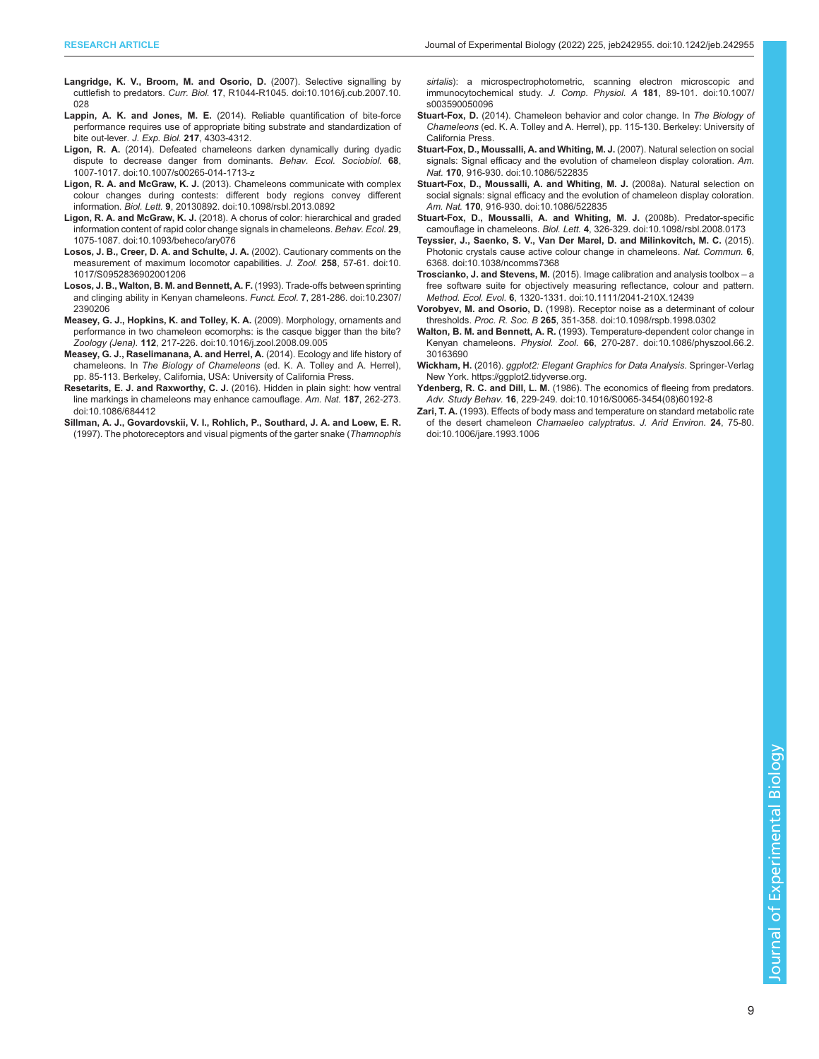**Langridge, K. V., Broom, M. and Osorio, D.** (2007). Selective signalling by cuttlefish to predators. *Curr. Biol.* **17**, R1044-R1045. doi:10.1016/j.cub.2007.10.028

**Lappin, A. K. and Jones, M. E.** (2014). Reliable quantification of bite-force performance requires use of appropriate biting substrate and standardization of bite out-lever. *J. Exp. Biol.* **217**, 4303-4312.

**Ligon, R. A.** (2014). Defeated chameleons darken dynamically during dyadic dispute to decrease danger from dominants. *Behav. Ecol. Sociobiol.* **68**, 1007-1017. doi:10.1007/s00265-014-1713-z

**Ligon, R. A. and McGraw, K. J.** (2013). Chameleons communicate with complex colour changes during contests: different body regions convey different information. *Biol. Lett.* **9**, 20130892. doi:10.1098/rsbl.2013.0892

**Ligon, R. A. and McGraw, K. J.** (2018). A chorus of color: hierarchical and graded information content of rapid color change signals in chameleons. *Behav. Ecol.* **29**, 1075-1087. doi:10.1093/beheco/ary076

**Losos, J. B., Creer, D. A. and Schulte, J. A.** (2002). Cautionary comments on the measurement of maximum locomotor capabilities. *J. Zool.* **258**, 57-61. doi:10.1017/S0952836902001206

**Losos, J. B., Walton, B. M. and Bennett, A. F.** (1993). Trade-offs between sprinting and clinging ability in Kenyan chameleons. *Funct. Ecol.* **7**, 281-286. doi:10.2307/2390206

**Measey, G. J., Hopkins, K. and Tolley, K. A.** (2009). Morphology, ornaments and performance in two chameleon ecomorphs: is the casque bigger than the bite? *Zoology (Jena).* **112**, 217-226. doi:10.1016/j.zool.2008.09.005

**Measey, G. J., Raselimanana, A. and Herrel, A.** (2014). Ecology and life history of chameleons. In *The Biology of Chameleons* (ed. K. A. Tolley and A. Herrel), pp. 85-113. Berkeley, California, USA: University of California Press.

**Resetarits, E. J. and Raxworthy, C. J.** (2016). Hidden in plain sight: how ventral line markings in chameleons may enhance camouflage. *Am. Nat.* **187**, 262-273. doi:10.1086/684412

**Sillman, A. J., Govardovskii, V. I., Rohlich, P., Southard, J. A. and Loew, E. R.** (1997). The photoreceptors and visual pigments of the garter snake (*Thamnophis sirtalis*): a microspectrophotometric, scanning electron microscopic and immunocytochemical study. *J. Comp. Physiol. A* **181**, 89-101. doi:10.1007/s003590050096

**Stuart-Fox, D.** (2014). Chameleon behavior and color change. In *The Biology of Chameleons* (ed. K. A. Tolley and A. Herrel), pp. 115-130. Berkeley: University of California Press.

**Stuart-Fox, D., Moussalli, A. and Whiting, M. J.** (2007). Natural selection on social signals: Signal efficacy and the evolution of chameleon display coloration. *Am. Nat.* **170**, 916-930. doi:10.1086/522835

**Stuart-Fox, D., Moussalli, A. and Whiting, M. J.** (2008a). Natural selection on social signals: signal efficacy and the evolution of chameleon display coloration. *Am. Nat.* **170**, 916-930. doi:10.1086/522835

**Stuart-Fox, D., Moussalli, A. and Whiting, M. J.** (2008b). Predator-specific camouflage in chameleons. *Biol. Lett.* **4**, 326-329. doi:10.1098/rsbl.2008.0173

**Teyssier, J., Saenko, S. V., Van Der Marel, D. and Milinkovitch, M. C.** (2015). Photonic crystals cause active colour change in chameleons. *Nat. Commun.* **6**, 6368. doi:10.1038/ncomms7368

**Troscianko, J. and Stevens, M.** (2015). Image calibration and analysis toolbox – a free software suite for objectively measuring reflectance, colour and pattern. *Method. Ecol. Evol.* **6**, 1320-1331. doi:10.1111/2041-210X.12439

**Vorobyev, M. and Osorio, D.** (1998). Receptor noise as a determinant of colour thresholds. *Proc. R. Soc. B* **265**, 351-358. doi:10.1098/rspb.1998.0302

**Walton, B. M. and Bennett, A. R.** (1993). Temperature-dependent color change in Kenyan chameleons. *Physiol. Zool.* **66**, 270-287. doi:10.1086/physzool.66.2.30163690

**Wickham, H.** (2016). *ggplot2: Elegant Graphics for Data Analysis*. Springer-Verlag New York. https://ggplot2.tidyverse.org.

**Ydenberg, R. C. and Dill, L. M.** (1986). The economics of fleeing from predators. *Adv. Study Behav.* **16**, 229-249. doi:10.1016/S0065-3454(08)60192-8

**Zari, T. A.** (1993). Effects of body mass and temperature on standard metabolic rate of the desert chameleon *Chamaeleo calyptratus*. *J. Arid Environ.* **24**, 75-80. doi:10.1006/jare.1993.1006